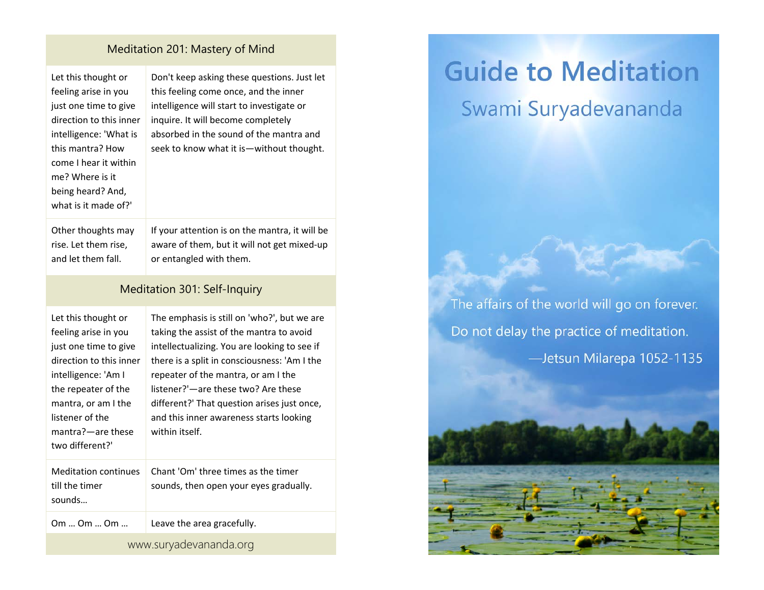## Meditation 201: Mastery of Mind

| | |
|---|---|
| Let this thought or feeling arise in you just one time to give direction to this inner intelligence: 'What is this mantra? How come I hear it within me? Where is it being heard? And, what is it made of?' | Don't keep asking these questions. Just let this feeling come once, and the inner intelligence will start to investigate or inquire. It will become completely absorbed in the sound of the mantra and seek to know what it is—without thought. |
| Other thoughts may rise. Let them rise, and let them fall. | If your attention is on the mantra, it will be aware of them, but it will not get mixed-up or entangled with them. |

## Meditation 301: Self-Inquiry

| | |
|---|---|
| Let this thought or feeling arise in you just one time to give direction to this inner intelligence: 'Am I the repeater of the mantra, or am I the listener of the mantra?—are these two different?' | The emphasis is still on 'who?', but we are taking the assist of the mantra to avoid intellectualizing. You are looking to see if there is a split in consciousness: 'Am I the repeater of the mantra, or am I the listener?'—are these two? Are these different?' That question arises just once, and this inner awareness starts looking within itself. |
| Meditation continues till the timer sounds… | Chant 'Om' three times as the timer sounds, then open your eyes gradually. |
| Om … Om … Om … | Leave the area gracefully. |

www.suryadevananda.org

# Guide to Meditation

## Swami Suryadevananda

The affairs of the world will go on forever.
Do not delay the practice of meditation.

—Jetsun Milarepa 1052-1135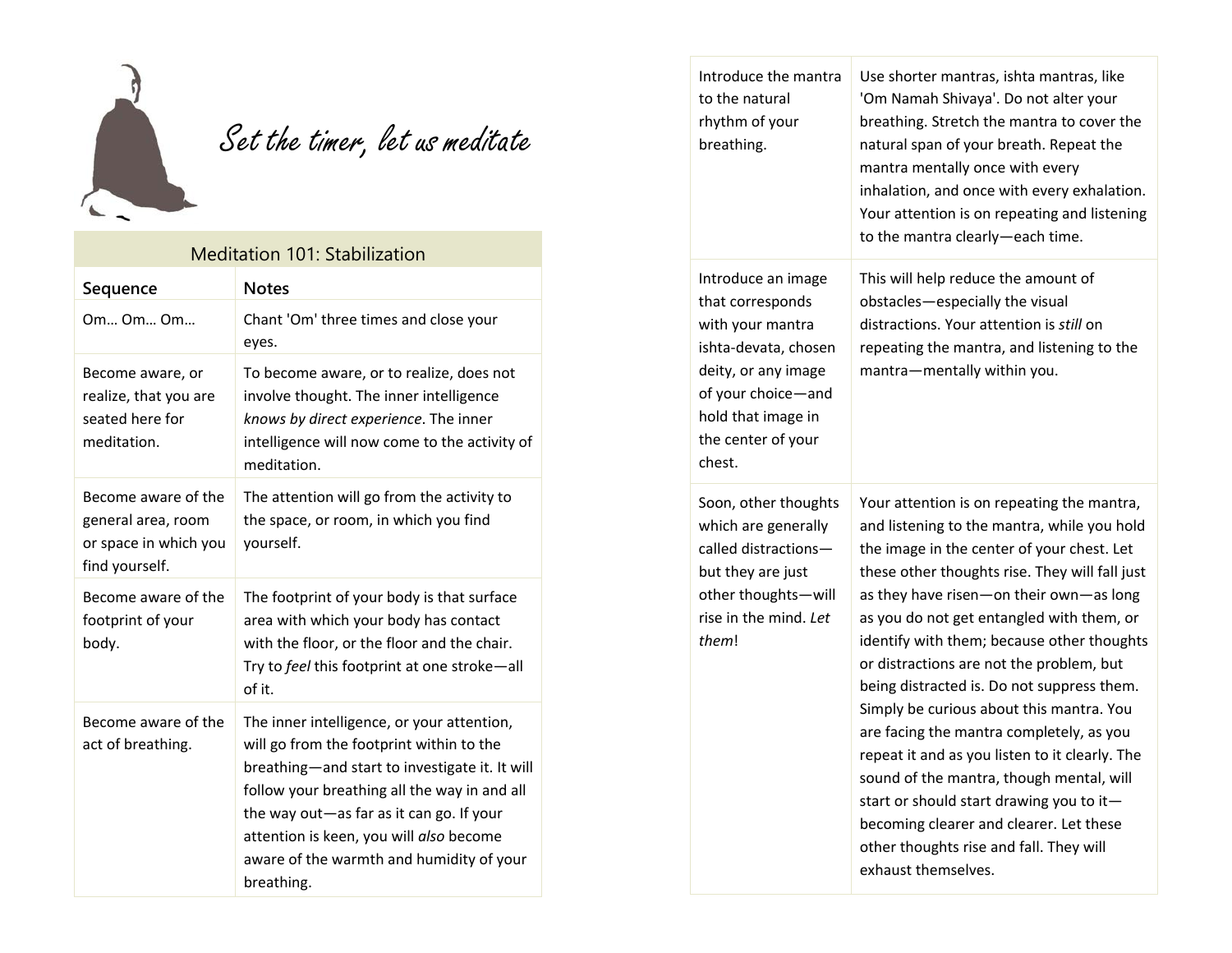# *Set the timer, let us meditate*

| Meditation 101: Stabilization | |
|---|---|
| **Sequence** | **Notes** |
| Om… Om… Om… | Chant 'Om' three times and close your eyes. |
| Become aware, or realize, that you are seated here for meditation. | To become aware, or to realize, does not involve thought. The inner intelligence *knows by direct experience*. The inner intelligence will now come to the activity of meditation. |
| Become aware of the general area, room or space in which you find yourself. | The attention will go from the activity to the space, or room, in which you find yourself. |
| Become aware of the footprint of your body. | The footprint of your body is that surface area with which your body has contact with the floor, or the floor and the chair. Try to *feel* this footprint at one stroke—all of it. |
| Become aware of the act of breathing. | The inner intelligence, or your attention, will go from the footprint within to the breathing—and start to investigate it. It will follow your breathing all the way in and all the way out—as far as it can go. If your attention is keen, you will *also* become aware of the warmth and humidity of your breathing. |
| Introduce the mantra to the natural rhythm of your breathing. | Use shorter mantras, ishta mantras, like 'Om Namah Shivaya'. Do not alter your breathing. Stretch the mantra to cover the natural span of your breath. Repeat the mantra mentally once with every inhalation, and once with every exhalation. Your attention is on repeating and listening to the mantra clearly—each time. |
| Introduce an image that corresponds with your mantra ishta-devata, chosen deity, or any image of your choice—and hold that image in the center of your chest. | This will help reduce the amount of obstacles—especially the visual distractions. Your attention is *still* on repeating the mantra, and listening to the mantra—mentally within you. |
| Soon, other thoughts which are generally called distractions—but they are just other thoughts—will rise in the mind. *Let them*! | Your attention is on repeating the mantra, and listening to the mantra, while you hold the image in the center of your chest. Let these other thoughts rise. They will fall just as they have risen—on their own—as long as you do not get entangled with them, or identify with them; because other thoughts or distractions are not the problem, but being distracted is. Do not suppress them. Simply be curious about this mantra. You are facing the mantra completely, as you repeat it and as you listen to it clearly. The sound of the mantra, though mental, will start or should start drawing you to it—becoming clearer and clearer. Let these other thoughts rise and fall. They will exhaust themselves. |